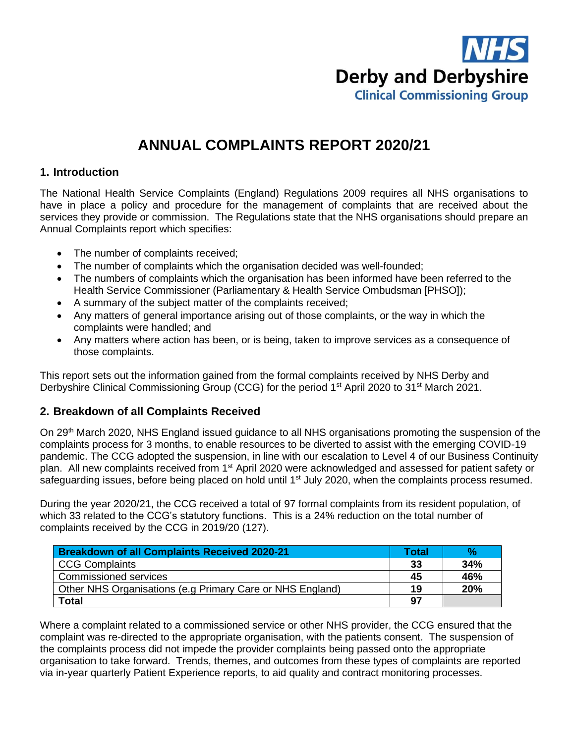NHS
Derby and Derbyshire
Clinical Commissioning Group

# ANNUAL COMPLAINTS REPORT 2020/21

## 1. Introduction

The National Health Service Complaints (England) Regulations 2009 requires all NHS organisations to have in place a policy and procedure for the management of complaints that are received about the services they provide or commission. The Regulations state that the NHS organisations should prepare an Annual Complaints report which specifies:

- The number of complaints received;
- The number of complaints which the organisation decided was well-founded;
- The numbers of complaints which the organisation has been informed have been referred to the Health Service Commissioner (Parliamentary & Health Service Ombudsman [PHSO]);
- A summary of the subject matter of the complaints received;
- Any matters of general importance arising out of those complaints, or the way in which the complaints were handled; and
- Any matters where action has been, or is being, taken to improve services as a consequence of those complaints.

This report sets out the information gained from the formal complaints received by NHS Derby and Derbyshire Clinical Commissioning Group (CCG) for the period 1st April 2020 to 31st March 2021.

## 2. Breakdown of all Complaints Received

On 29th March 2020, NHS England issued guidance to all NHS organisations promoting the suspension of the complaints process for 3 months, to enable resources to be diverted to assist with the emerging COVID-19 pandemic. The CCG adopted the suspension, in line with our escalation to Level 4 of our Business Continuity plan. All new complaints received from 1st April 2020 were acknowledged and assessed for patient safety or safeguarding issues, before being placed on hold until 1st July 2020, when the complaints process resumed.

During the year 2020/21, the CCG received a total of 97 formal complaints from its resident population, of which 33 related to the CCG's statutory functions. This is a 24% reduction on the total number of complaints received by the CCG in 2019/20 (127).

| Breakdown of all Complaints Received 2020-21 | Total | % |
|---|---|---|
| CCG Complaints | 33 | 34% |
| Commissioned services | 45 | 46% |
| Other NHS Organisations (e.g Primary Care or NHS England) | 19 | 20% |
| **Total** | **97** | |

Where a complaint related to a commissioned service or other NHS provider, the CCG ensured that the complaint was re-directed to the appropriate organisation, with the patients consent. The suspension of the complaints process did not impede the provider complaints being passed onto the appropriate organisation to take forward. Trends, themes, and outcomes from these types of complaints are reported via in-year quarterly Patient Experience reports, to aid quality and contract monitoring processes.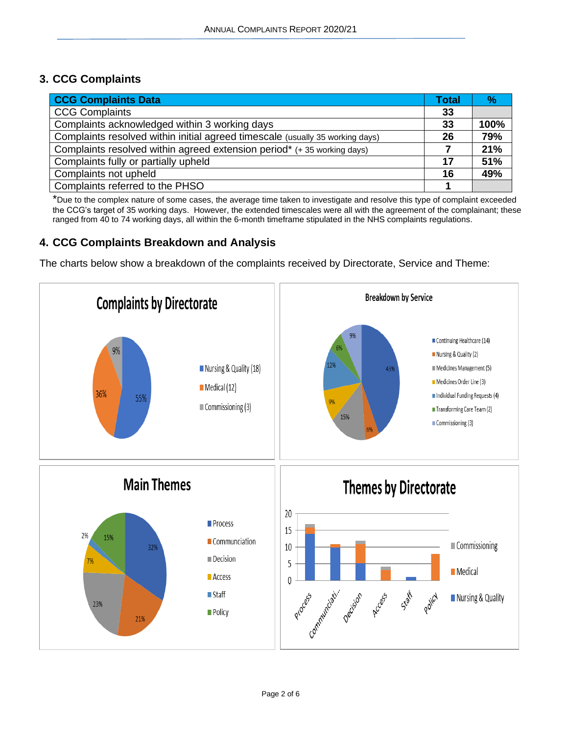## 3. CCG Complaints

| CCG Complaints Data | Total | % |
|---|---|---|
| CCG Complaints | 33 | |
| Complaints acknowledged within 3 working days | 33 | 100% |
| Complaints resolved within initial agreed timescale (usually 35 working days) | 26 | 79% |
| Complaints resolved within agreed extension period* (+ 35 working days) | 7 | 21% |
| Complaints fully or partially upheld | 17 | 51% |
| Complaints not upheld | 16 | 49% |
| Complaints referred to the PHSO | 1 | |

*Due to the complex nature of some cases, the average time taken to investigate and resolve this type of complaint exceeded the CCG's target of 35 working days. However, the extended timescales were all with the agreement of the complainant; these ranged from 40 to 74 working days, all within the 6-month timeframe stipulated in the NHS complaints regulations.

## 4. CCG Complaints Breakdown and Analysis

The charts below show a breakdown of the complaints received by Directorate, Service and Theme:

**Complaints by Directorate**

- Nursing & Quality (18) – 55%
- Medical (12) – 36%
- Commissioning (3) – 9%

**Breakdown by Service**

- Continuing Healthcare (14) – 43%
- Nursing & Quality (2) – 6%
- Medicines Management (5) – 15%
- Medicines Order Line (3) – 9%
- Individual Funding Requests (4) – 12%
- Transforming Care Team (2) – 6%
- Commissioning (3) – 9%

**Main Themes**

- Process – 32%
- Communciation – 21%
- Decision – 23%
- Access – 7%
- Staff – 2%
- Policy – 15%

**Themes by Directorate**

(Bar chart: Process, Communciati..., Decision, Access, Staff, Policy; series: Commissioning, Medical, Nursing & Quality; y-axis 0–20)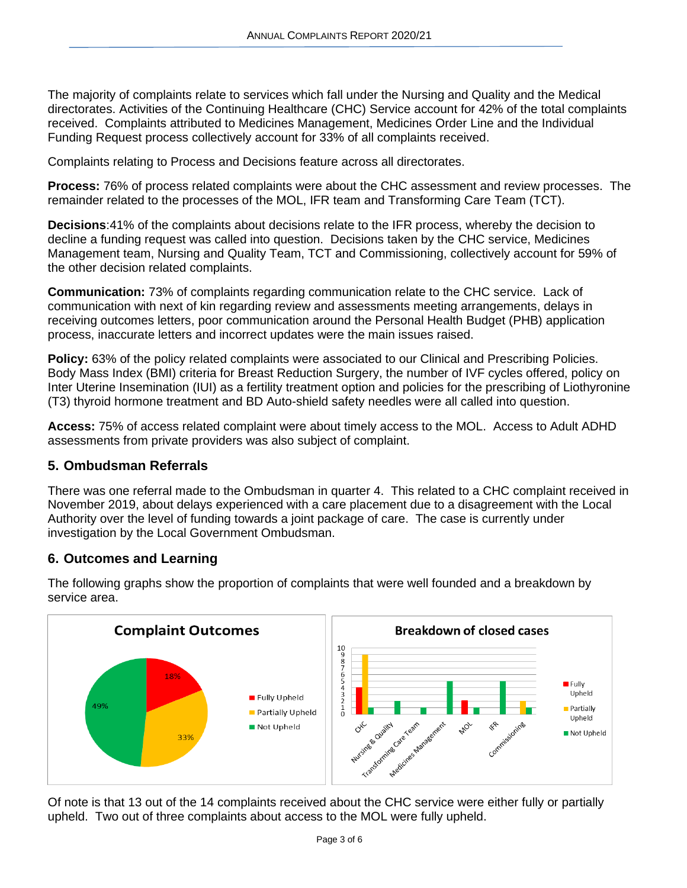The majority of complaints relate to services which fall under the Nursing and Quality and the Medical directorates. Activities of the Continuing Healthcare (CHC) Service account for 42% of the total complaints received. Complaints attributed to Medicines Management, Medicines Order Line and the Individual Funding Request process collectively account for 33% of all complaints received.

Complaints relating to Process and Decisions feature across all directorates.

**Process:** 76% of process related complaints were about the CHC assessment and review processes. The remainder related to the processes of the MOL, IFR team and Transforming Care Team (TCT).

**Decisions**:41% of the complaints about decisions relate to the IFR process, whereby the decision to decline a funding request was called into question. Decisions taken by the CHC service, Medicines Management team, Nursing and Quality Team, TCT and Commissioning, collectively account for 59% of the other decision related complaints.

**Communication:** 73% of complaints regarding communication relate to the CHC service. Lack of communication with next of kin regarding review and assessments meeting arrangements, delays in receiving outcomes letters, poor communication around the Personal Health Budget (PHB) application process, inaccurate letters and incorrect updates were the main issues raised.

**Policy:** 63% of the policy related complaints were associated to our Clinical and Prescribing Policies. Body Mass Index (BMI) criteria for Breast Reduction Surgery, the number of IVF cycles offered, policy on Inter Uterine Insemination (IUI) as a fertility treatment option and policies for the prescribing of Liothyronine (T3) thyroid hormone treatment and BD Auto-shield safety needles were all called into question.

**Access:** 75% of access related complaint were about timely access to the MOL. Access to Adult ADHD assessments from private providers was also subject of complaint.

## 5. Ombudsman Referrals

There was one referral made to the Ombudsman in quarter 4. This related to a CHC complaint received in November 2019, about delays experienced with a care placement due to a disagreement with the Local Authority over the level of funding towards a joint package of care. The case is currently under investigation by the Local Government Ombudsman.

## 6. Outcomes and Learning

The following graphs show the proportion of complaints that were well founded and a breakdown by service area.

**Complaint Outcomes**

| Outcome | Percentage |
|---|---|
| Fully Upheld | 18% |
| Partially Upheld | 33% |
| Not Upheld | 49% |

**Breakdown of closed cases**

| Service area | Fully Upheld | Partially Upheld | Not Upheld |
|---|---|---|---|
| CHC | 4 | 9 | 1 |
| Nursing & Quality | | | 2 |
| Transforming Care Team | | | 1 |
| Medicines Management | | | 5 |
| MOL | 2 | | 1 |
| IFR | | | 5 |
| Commissioning | | 2 | 1 |

Of note is that 13 out of the 14 complaints received about the CHC service were either fully or partially upheld. Two out of three complaints about access to the MOL were fully upheld.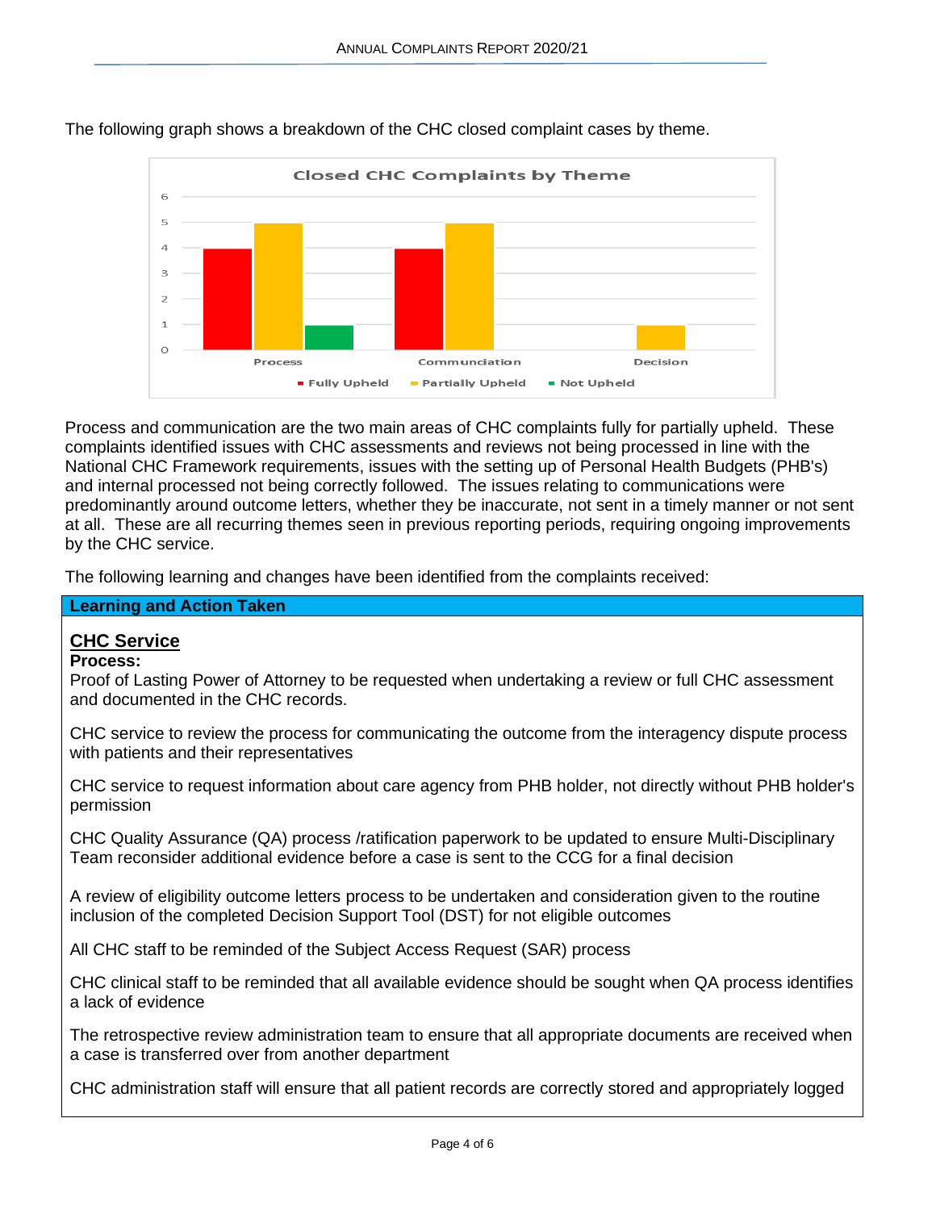The following graph shows a breakdown of the CHC closed complaint cases by theme.

**Closed CHC Complaints by Theme**

| Theme | Fully Upheld | Partially Upheld | Not Upheld |
|---|---|---|---|
| Process | 4 | 5 | 1 |
| Communciation | 4 | 5 | |
| Decision | | 1 | |

Process and communication are the two main areas of CHC complaints fully for partially upheld. These complaints identified issues with CHC assessments and reviews not being processed in line with the National CHC Framework requirements, issues with the setting up of Personal Health Budgets (PHB's) and internal processed not being correctly followed. The issues relating to communications were predominantly around outcome letters, whether they be inaccurate, not sent in a timely manner or not sent at all. These are all recurring themes seen in previous reporting periods, requiring ongoing improvements by the CHC service.

The following learning and changes have been identified from the complaints received:

| **Learning and Action Taken** |
|---|
| **<u>CHC Service</u>**<br>**Process:**<br>Proof of Lasting Power of Attorney to be requested when undertaking a review or full CHC assessment and documented in the CHC records.<br><br>CHC service to review the process for communicating the outcome from the interagency dispute process with patients and their representatives<br><br>CHC service to request information about care agency from PHB holder, not directly without PHB holder's permission<br><br>CHC Quality Assurance (QA) process /ratification paperwork to be updated to ensure Multi-Disciplinary Team reconsider additional evidence before a case is sent to the CCG for a final decision<br><br>A review of eligibility outcome letters process to be undertaken and consideration given to the routine inclusion of the completed Decision Support Tool (DST) for not eligible outcomes<br><br>All CHC staff to be reminded of the Subject Access Request (SAR) process<br><br>CHC clinical staff to be reminded that all available evidence should be sought when QA process identifies a lack of evidence<br><br>The retrospective review administration team to ensure that all appropriate documents are received when a case is transferred over from another department<br><br>CHC administration staff will ensure that all patient records are correctly stored and appropriately logged |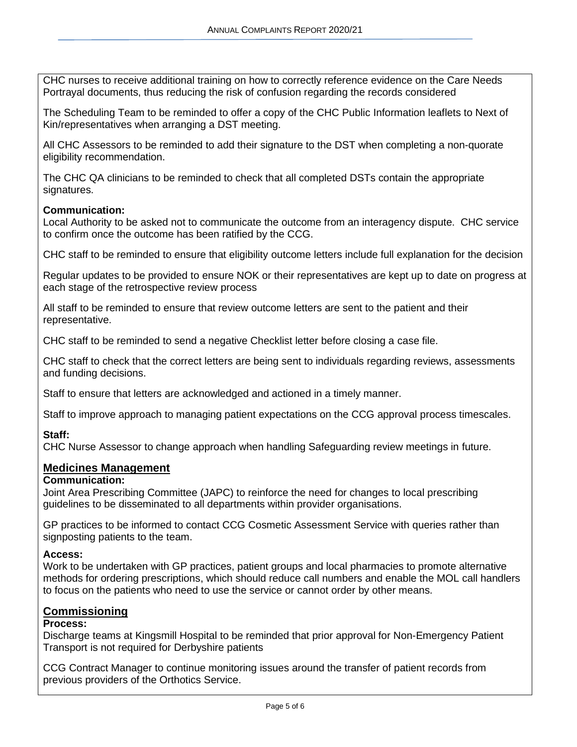CHC nurses to receive additional training on how to correctly reference evidence on the Care Needs Portrayal documents, thus reducing the risk of confusion regarding the records considered

The Scheduling Team to be reminded to offer a copy of the CHC Public Information leaflets to Next of Kin/representatives when arranging a DST meeting.

All CHC Assessors to be reminded to add their signature to the DST when completing a non-quorate eligibility recommendation.

The CHC QA clinicians to be reminded to check that all completed DSTs contain the appropriate signatures.

**Communication:**
Local Authority to be asked not to communicate the outcome from an interagency dispute. CHC service to confirm once the outcome has been ratified by the CCG.

CHC staff to be reminded to ensure that eligibility outcome letters include full explanation for the decision

Regular updates to be provided to ensure NOK or their representatives are kept up to date on progress at each stage of the retrospective review process

All staff to be reminded to ensure that review outcome letters are sent to the patient and their representative.

CHC staff to be reminded to send a negative Checklist letter before closing a case file.

CHC staff to check that the correct letters are being sent to individuals regarding reviews, assessments and funding decisions.

Staff to ensure that letters are acknowledged and actioned in a timely manner.

Staff to improve approach to managing patient expectations on the CCG approval process timescales.

**Staff:**
CHC Nurse Assessor to change approach when handling Safeguarding review meetings in future.

## Medicines Management

**Communication:**
Joint Area Prescribing Committee (JAPC) to reinforce the need for changes to local prescribing guidelines to be disseminated to all departments within provider organisations.

GP practices to be informed to contact CCG Cosmetic Assessment Service with queries rather than signposting patients to the team.

**Access:**
Work to be undertaken with GP practices, patient groups and local pharmacies to promote alternative methods for ordering prescriptions, which should reduce call numbers and enable the MOL call handlers to focus on the patients who need to use the service or cannot order by other means.

## Commissioning

**Process:**
Discharge teams at Kingsmill Hospital to be reminded that prior approval for Non-Emergency Patient Transport is not required for Derbyshire patients

CCG Contract Manager to continue monitoring issues around the transfer of patient records from previous providers of the Orthotics Service.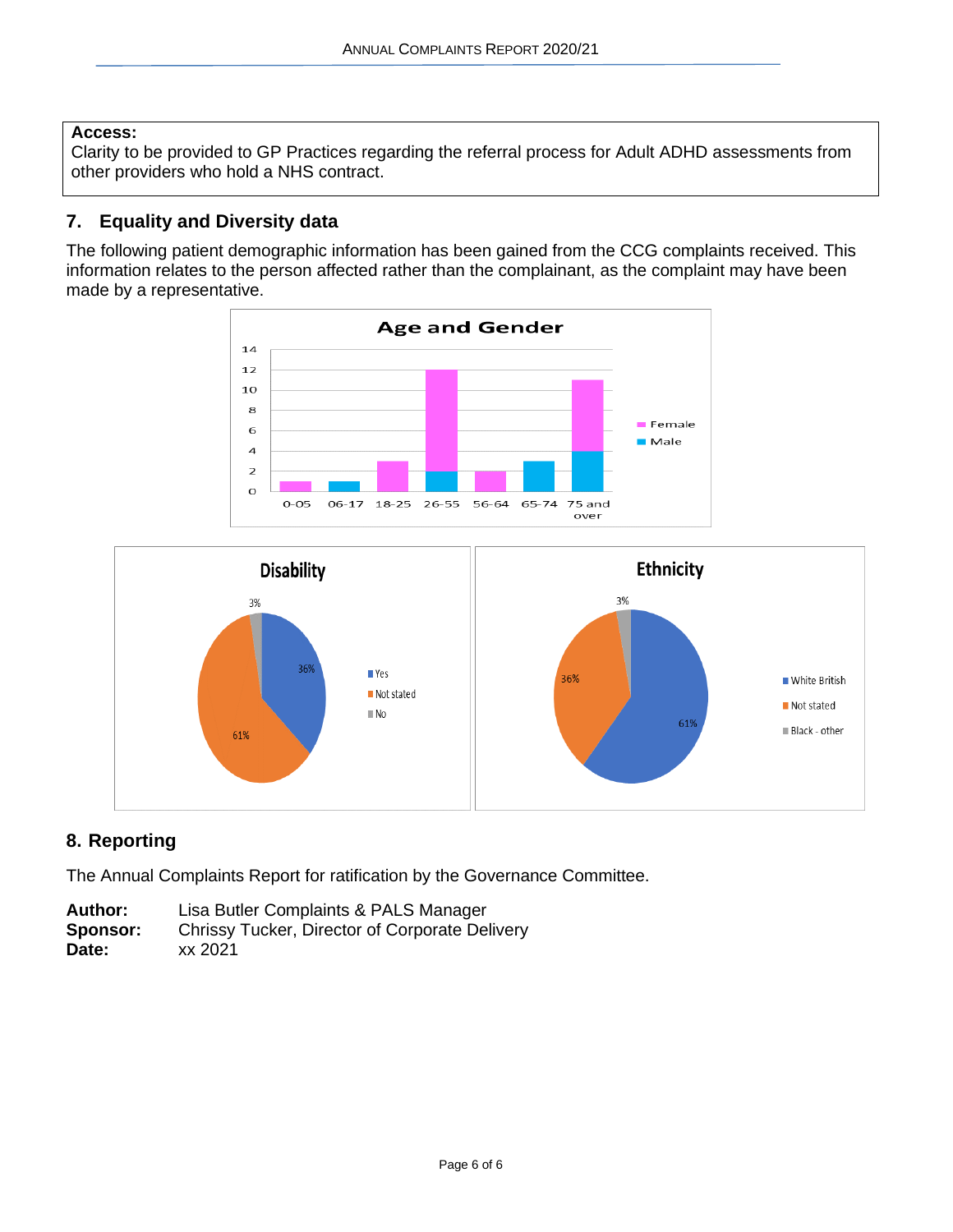**Access:**
Clarity to be provided to GP Practices regarding the referral process for Adult ADHD assessments from other providers who hold a NHS contract.

## 7. Equality and Diversity data

The following patient demographic information has been gained from the CCG complaints received. This information relates to the person affected rather than the complainant, as the complaint may have been made by a representative.

Age and Gender

14
12
10
8
6
4
2
0

0-05
06-17
18-25
26-55
56-64
65-74
75 and over

Female
Male

Disability

3%
36%
61%

Yes
Not stated
No

Ethnicity

3%
36%
61%

White British
Not stated
Black - other

## 8. Reporting

The Annual Complaints Report for ratification by the Governance Committee.

**Author:** Lisa Butler Complaints & PALS Manager
**Sponsor:** Chrissy Tucker, Director of Corporate Delivery
**Date:** xx 2021